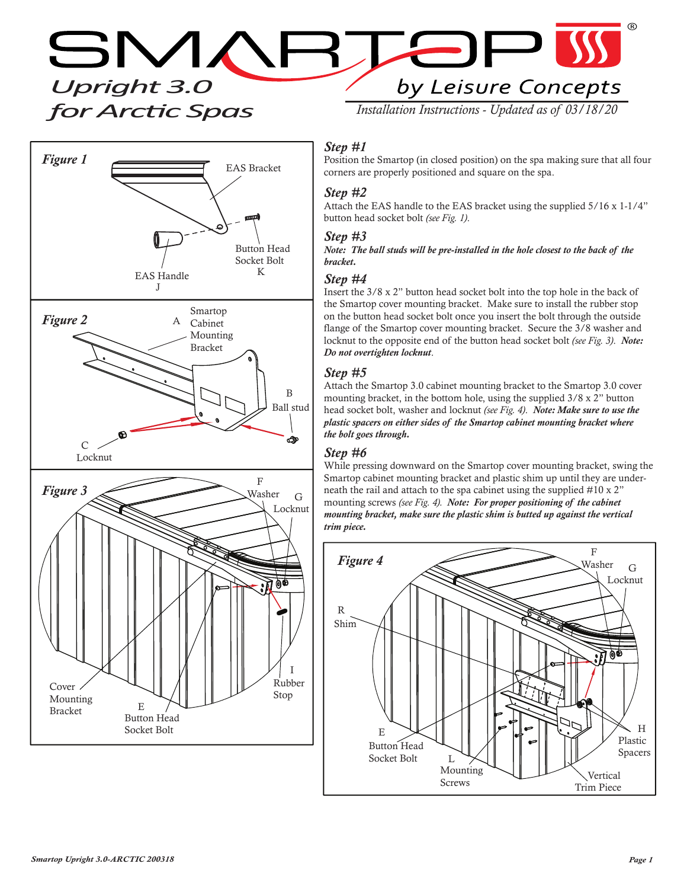# SMARTOP

## Upright 3.0 for Arctic Spas

by Leisure Concepts

*Installation Instructions - Updated as of 03/18/20*

**Figure 1**

EAS Bracket

Button Head Socket Bolt K

EAS Handle J

**Figure 2**

A Smartop Cabinet Mounting Bracket

B Ball stud

C Locknut

**Figure 3**

F Washer

G Locknut

I Rubber Stop

Cover Mounting Bracket

E Button Head Socket Bolt

### *Step #1*

Position the Smartop (in closed position) on the spa making sure that all four corners are properly positioned and square on the spa.

### *Step #2*

Attach the EAS handle to the EAS bracket using the supplied 5/16 x 1-1/4" button head socket bolt *(see Fig. 1).*

### *Step #3*

***Note: The ball studs will be pre-installed in the hole closest to the back of the bracket.***

### *Step #4*

Insert the 3/8 x 2" button head socket bolt into the top hole in the back of the Smartop cover mounting bracket. Make sure to install the rubber stop on the button head socket bolt once you insert the bolt through the outside flange of the Smartop cover mounting bracket. Secure the 3/8 washer and locknut to the opposite end of the button head socket bolt *(see Fig. 3)*. ***Note: Do not overtighten locknut***.

### *Step #5*

Attach the Smartop 3.0 cabinet mounting bracket to the Smartop 3.0 cover mounting bracket, in the bottom hole, using the supplied 3/8 x 2" button head socket bolt, washer and locknut *(see Fig. 4)*. ***Note: Make sure to use the plastic spacers on either sides of the Smartop cabinet mounting bracket where the bolt goes through.***

### *Step #6*

While pressing downward on the Smartop cover mounting bracket, swing the Smartop cabinet mounting bracket and plastic shim up until they are underneath the rail and attach to the spa cabinet using the supplied #10 x 2" mounting screws *(see Fig. 4)*. ***Note: For proper positioning of the cabinet mounting bracket, make sure the plastic shim is butted up against the vertical trim piece.***

**Figure 4**

F Washer

G Locknut

R Shim

E Button Head Socket Bolt

L Mounting Screws

H Plastic Spacers

Vertical Trim Piece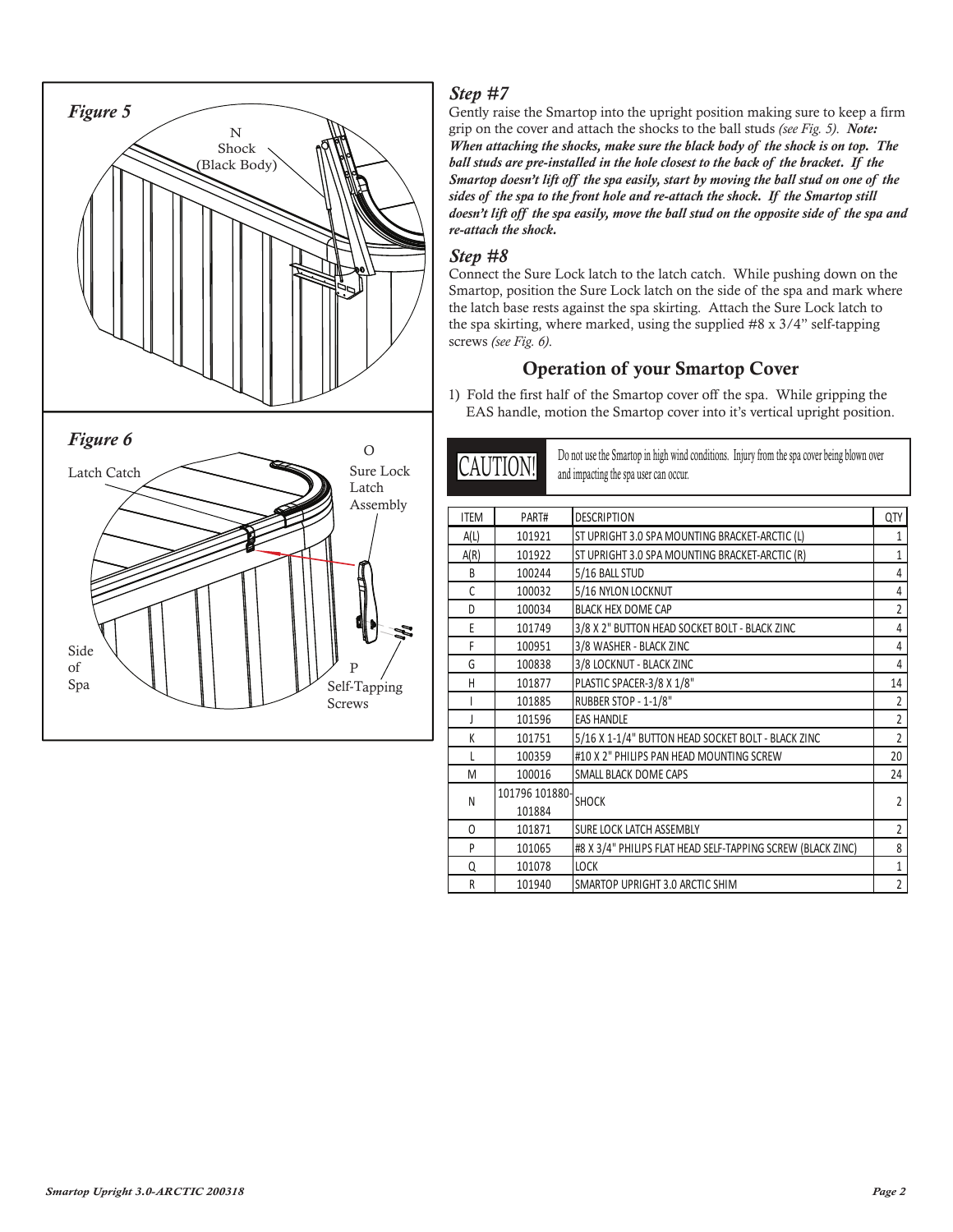*Figure 5*

N
Shock
(Black Body)

*Figure 6*

Latch Catch

O
Sure Lock
Latch
Assembly

Side
of
Spa

P
Self-Tapping
Screws

### *Step #7*

Gently raise the Smartop into the upright position making sure to keep a firm grip on the cover and attach the shocks to the ball studs *(see Fig. 5)*. ***Note: When attaching the shocks, make sure the black body of the shock is on top. The ball studs are pre-installed in the hole closest to the back of the bracket. If the Smartop doesn't lift off the spa easily, start by moving the ball stud on one of the sides of the spa to the front hole and re-attach the shock. If the Smartop still doesn't lift off the spa easily, move the ball stud on the opposite side of the spa and re-attach the shock.***

### *Step #8*

Connect the Sure Lock latch to the latch catch. While pushing down on the Smartop, position the Sure Lock latch on the side of the spa and mark where the latch base rests against the spa skirting. Attach the Sure Lock latch to the spa skirting, where marked, using the supplied #8 x 3/4" self-tapping screws *(see Fig. 6)*.

## Operation of your Smartop Cover

1) Fold the first half of the Smartop cover off the spa. While gripping the EAS handle, motion the Smartop cover into it's vertical upright position.

**CAUTION!** Do not use the Smartop in high wind conditions. Injury from the spa cover being blown over and impacting the spa user can occur.

| ITEM | PART# | DESCRIPTION | QTY |
|---|---|---|---|
| A(L) | 101921 | ST UPRIGHT 3.0 SPA MOUNTING BRACKET-ARCTIC (L) | 1 |
| A(R) | 101922 | ST UPRIGHT 3.0 SPA MOUNTING BRACKET-ARCTIC (R) | 1 |
| B | 100244 | 5/16 BALL STUD | 4 |
| C | 100032 | 5/16 NYLON LOCKNUT | 4 |
| D | 100034 | BLACK HEX DOME CAP | 2 |
| E | 101749 | 3/8 X 2" BUTTON HEAD SOCKET BOLT - BLACK ZINC | 4 |
| F | 100951 | 3/8 WASHER - BLACK ZINC | 4 |
| G | 100838 | 3/8 LOCKNUT - BLACK ZINC | 4 |
| H | 101877 | PLASTIC SPACER-3/8 X 1/8" | 14 |
| I | 101885 | RUBBER STOP - 1-1/8" | 2 |
| J | 101596 | EAS HANDLE | 2 |
| K | 101751 | 5/16 X 1-1/4" BUTTON HEAD SOCKET BOLT - BLACK ZINC | 2 |
| L | 100359 | #10 X 2" PHILIPS PAN HEAD MOUNTING SCREW | 20 |
| M | 100016 | SMALL BLACK DOME CAPS | 24 |
| N | 101796 101880-101884 | SHOCK | 2 |
| O | 101871 | SURE LOCK LATCH ASSEMBLY | 2 |
| P | 101065 | #8 X 3/4" PHILIPS FLAT HEAD SELF-TAPPING SCREW (BLACK ZINC) | 8 |
| Q | 101078 | LOCK | 1 |
| R | 101940 | SMARTOP UPRIGHT 3.0 ARCTIC SHIM | 2 |